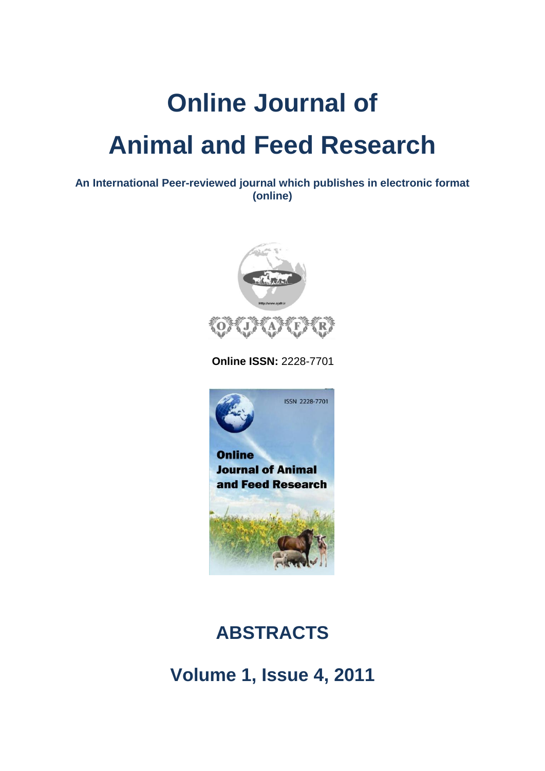# Online Journal of Animal and Feed Research

**An International Peer-reviewed journal which publishes in electronic format (online)**

**Online ISSN:** 2228-7701

## ABSTRACTS

## Volume 1, Issue 4, 2011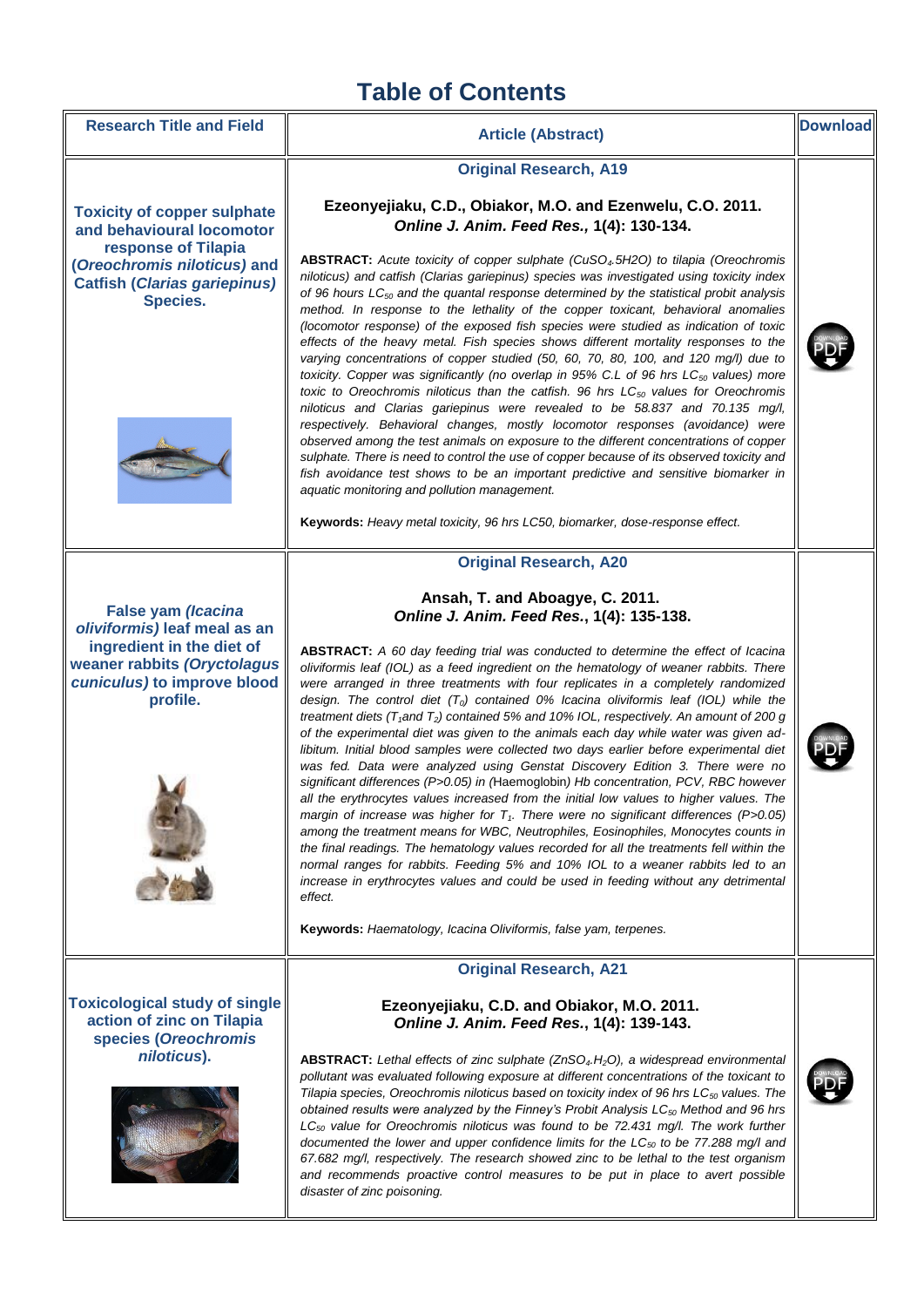# Table of Contents

| Research Title and Field | Article (Abstract) | Download |
|---|---|---|
| **Toxicity of copper sulphate and behavioural locomotor response of Tilapia (*Oreochromis niloticus*) and Catfish (*Clarias gariepinus*) Species.** | **Original Research, A19**<br><br>**Ezeonyejiaku, C.D., Obiakor, M.O. and Ezenwelu, C.O. 2011.** ***Online J. Anim. Feed Res.,*** **1(4): 130-134.**<br><br>**ABSTRACT:** *Acute toxicity of copper sulphate ($CuSO_4$.5H2O) to tilapia (Oreochromis niloticus) and catfish (Clarias gariepinus) species was investigated using toxicity index of 96 hours $LC_{50}$ and the quantal response determined by the statistical probit analysis method. In response to the lethality of the copper toxicant, behavioral anomalies (locomotor response) of the exposed fish species were studied as indication of toxic effects of the heavy metal. Fish species shows different mortality responses to the varying concentrations of copper studied (50, 60, 70, 80, 100, and 120 mg/l) due to toxicity. Copper was significantly (no overlap in 95% C.L of 96 hrs $LC_{50}$ values) more toxic to Oreochromis niloticus than the catfish. 96 hrs $LC_{50}$ values for Oreochromis niloticus and Clarias gariepinus were revealed to be 58.837 and 70.135 mg/l, respectively. Behavioral changes, mostly locomotor responses (avoidance) were observed among the test animals on exposure to the different concentrations of copper sulphate. There is need to control the use of copper because of its observed toxicity and fish avoidance test shows to be an important predictive and sensitive biomarker in aquatic monitoring and pollution management.*<br><br>**Keywords:** *Heavy metal toxicity, 96 hrs LC50, biomarker, dose-response effect.* | |
| **False yam *(Icacina oliviformis)* leaf meal as an ingredient in the diet of weaner rabbits *(Oryctolagus cuniculus)* to improve blood profile.** | **Original Research, A20**<br><br>**Ansah, T. and Aboagye, C. 2011.** ***Online J. Anim. Feed Res.*****, 1(4): 135-138.**<br><br>**ABSTRACT:** *A 60 day feeding trial was conducted to determine the effect of Icacina oliviformis leaf (IOL) as a feed ingredient on the hematology of weaner rabbits. There were arranged in three treatments with four replicates in a completely randomized design. The control diet ($T_0$) contained 0% Icacina oliviformis leaf (IOL) while the treatment diets ($T_1$and $T_2$) contained 5% and 10% IOL, respectively. An amount of 200 g of the experimental diet was given to the animals each day while water was given ad-libitum. Initial blood samples were collected two days earlier before experimental diet was fed. Data were analyzed using Genstat Discovery Edition 3. There were no significant differences (P>0.05) in (*Haemoglobin*) Hb concentration, PCV, RBC however all the erythrocytes values increased from the initial low values to higher values. The margin of increase was higher for $T_1$. There were no significant differences (P>0.05) among the treatment means for WBC, Neutrophiles, Eosinophiles, Monocytes counts in the final readings. The hematology values recorded for all the treatments fell within the normal ranges for rabbits. Feeding 5% and 10% IOL to a weaner rabbits led to an increase in erythrocytes values and could be used in feeding without any detrimental effect.*<br><br>**Keywords:** *Haematology, Icacina Oliviformis, false yam, terpenes.* | |
| **Toxicological study of single action of zinc on Tilapia species (*Oreochromis niloticus*).** | **Original Research, A21**<br><br>**Ezeonyejiaku, C.D. and Obiakor, M.O. 2011.** ***Online J. Anim. Feed Res.*****, 1(4): 139-143.**<br><br>**ABSTRACT:** *Lethal effects of zinc sulphate ($ZnSO_4.H_2O$), a widespread environmental pollutant was evaluated following exposure at different concentrations of the toxicant to Tilapia species, Oreochromis niloticus based on toxicity index of 96 hrs $LC_{50}$ values. The obtained results were analyzed by the Finney's Probit Analysis $LC_{50}$ Method and 96 hrs $LC_{50}$ value for Oreochromis niloticus was found to be 72.431 mg/l. The work further documented the lower and upper confidence limits for the $LC_{50}$ to be 77.288 mg/l and 67.682 mg/l, respectively. The research showed zinc to be lethal to the test organism and recommends proactive control measures to be put in place to avert possible disaster of zinc poisoning.* | |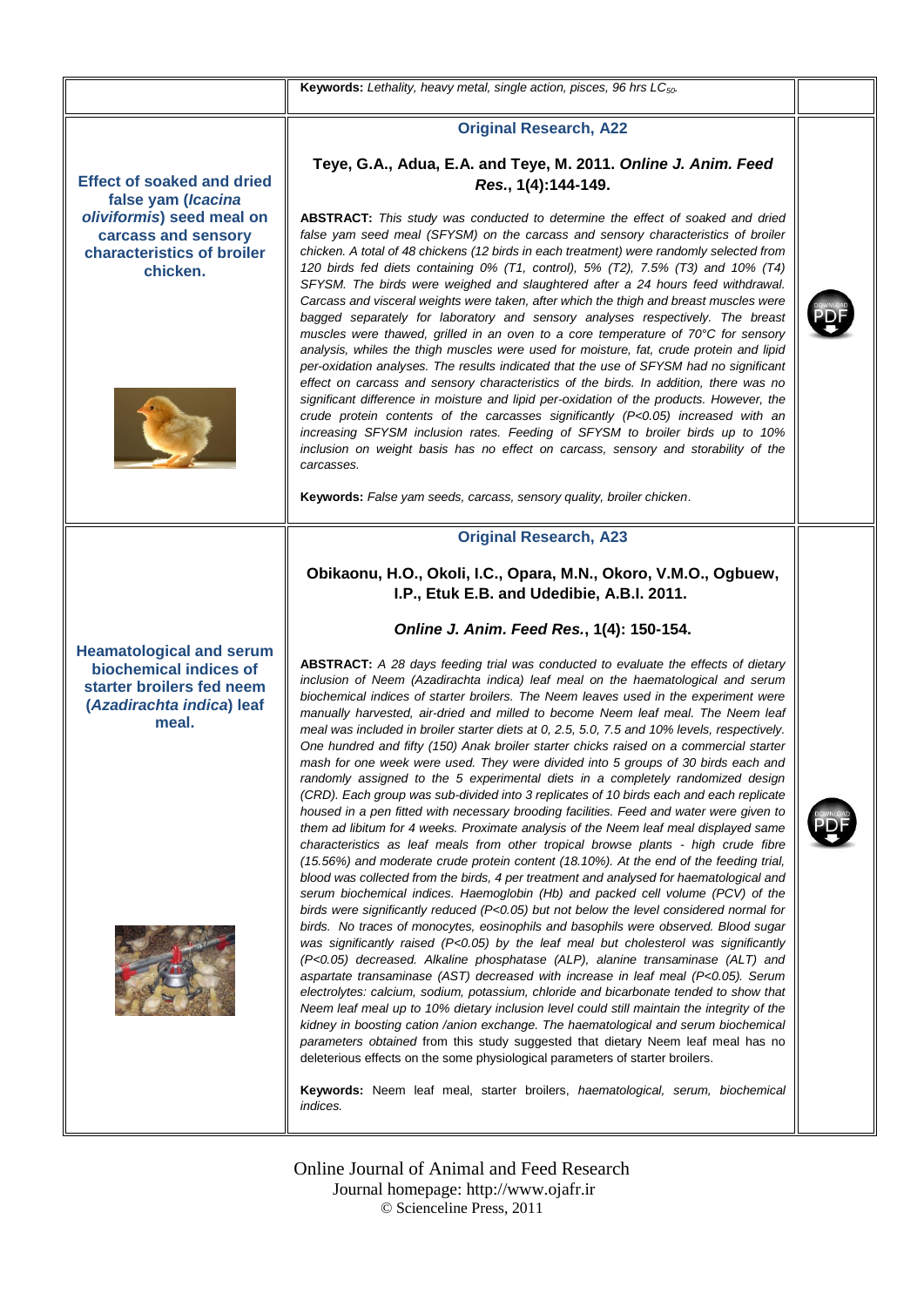**Keywords:** *Lethality, heavy metal, single action, pisces, 96 hrs $LC_{50}$.*

## Effect of soaked and dried false yam (*Icacina oliviformis*) seed meal on carcass and sensory characteristics of broiler chicken.

**Original Research, A22**

**Teye, G.A., Adua, E.A. and Teye, M. 2011. *Online J. Anim. Feed Res.*, 1(4):144-149.**

**ABSTRACT:** *This study was conducted to determine the effect of soaked and dried false yam seed meal (SFYSM) on the carcass and sensory characteristics of broiler chicken. A total of 48 chickens (12 birds in each treatment) were randomly selected from 120 birds fed diets containing 0% (T1, control), 5% (T2), 7.5% (T3) and 10% (T4) SFYSM. The birds were weighed and slaughtered after a 24 hours feed withdrawal. Carcass and visceral weights were taken, after which the thigh and breast muscles were bagged separately for laboratory and sensory analyses respectively. The breast muscles were thawed, grilled in an oven to a core temperature of 70°C for sensory analysis, whiles the thigh muscles were used for moisture, fat, crude protein and lipid per-oxidation analyses. The results indicated that the use of SFYSM had no significant effect on carcass and sensory characteristics of the birds. In addition, there was no significant difference in moisture and lipid per-oxidation of the products. However, the crude protein contents of the carcasses significantly ($P<0.05$) increased with an increasing SFYSM inclusion rates. Feeding of SFYSM to broiler birds up to 10% inclusion on weight basis has no effect on carcass, sensory and storability of the carcasses.*

**Keywords:** *False yam seeds, carcass, sensory quality, broiler chicken*.

## Heamatological and serum biochemical indices of starter broilers fed neem (*Azadirachta indica*) leaf meal.

**Original Research, A23**

**Obikaonu, H.O., Okoli, I.C., Opara, M.N., Okoro, V.M.O., Ogbuew, I.P., Etuk E.B. and Udedibie, A.B.I. 2011.**

***Online J. Anim. Feed Res.*, 1(4): 150-154.**

**ABSTRACT:** *A 28 days feeding trial was conducted to evaluate the effects of dietary inclusion of Neem (Azadirachta indica) leaf meal on the haematological and serum biochemical indices of starter broilers. The Neem leaves used in the experiment were manually harvested, air-dried and milled to become Neem leaf meal. The Neem leaf meal was included in broiler starter diets at 0, 2.5, 5.0, 7.5 and 10% levels, respectively. One hundred and fifty (150) Anak broiler starter chicks raised on a commercial starter mash for one week were used. They were divided into 5 groups of 30 birds each and randomly assigned to the 5 experimental diets in a completely randomized design (CRD). Each group was sub-divided into 3 replicates of 10 birds each and each replicate housed in a pen fitted with necessary brooding facilities. Feed and water were given to them ad libitum for 4 weeks. Proximate analysis of the Neem leaf meal displayed same characteristics as leaf meals from other tropical browse plants - high crude fibre (15.56%) and moderate crude protein content (18.10%). At the end of the feeding trial, blood was collected from the birds, 4 per treatment and analysed for haematological and serum biochemical indices. Haemoglobin (Hb) and packed cell volume (PCV) of the birds were significantly reduced ($P<0.05$) but not below the level considered normal for birds. No traces of monocytes, eosinophils and basophils were observed. Blood sugar was significantly raised ($P<0.05$) by the leaf meal but cholesterol was significantly ($P<0.05$) decreased. Alkaline phosphatase (ALP), alanine transaminase (ALT) and aspartate transaminase (AST) decreased with increase in leaf meal ($P<0.05$). Serum electrolytes: calcium, sodium, potassium, chloride and bicarbonate tended to show that Neem leaf meal up to 10% dietary inclusion level could still maintain the integrity of the kidney in boosting cation /anion exchange. The haematological and serum biochemical parameters obtained* from this study suggested that dietary Neem leaf meal has no deleterious effects on the some physiological parameters of starter broilers.

**Keywords:** Neem leaf meal, starter broilers, *haematological, serum, biochemical indices.*